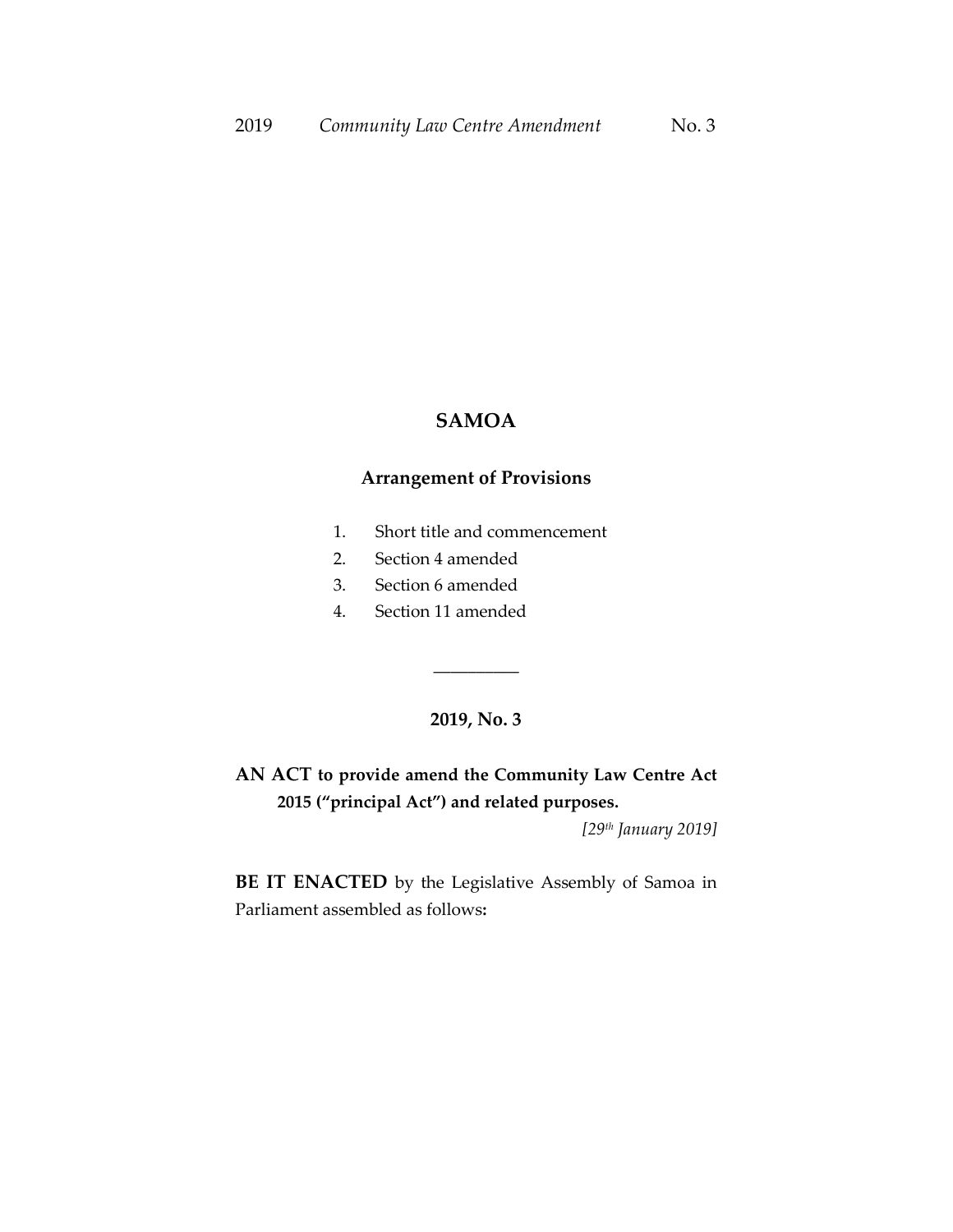# SAMOA

## Arrangement of Provisions

1. Short title and commencement
2. Section 4 amended
3. Section 6 amended
4. Section 11 amended

---

## 2019, No. 3

**AN ACT to provide amend the Community Law Centre Act 2015 ("principal Act") and related purposes.**

*[29th January 2019]*

**BE IT ENACTED** by the Legislative Assembly of Samoa in Parliament assembled as follows**:**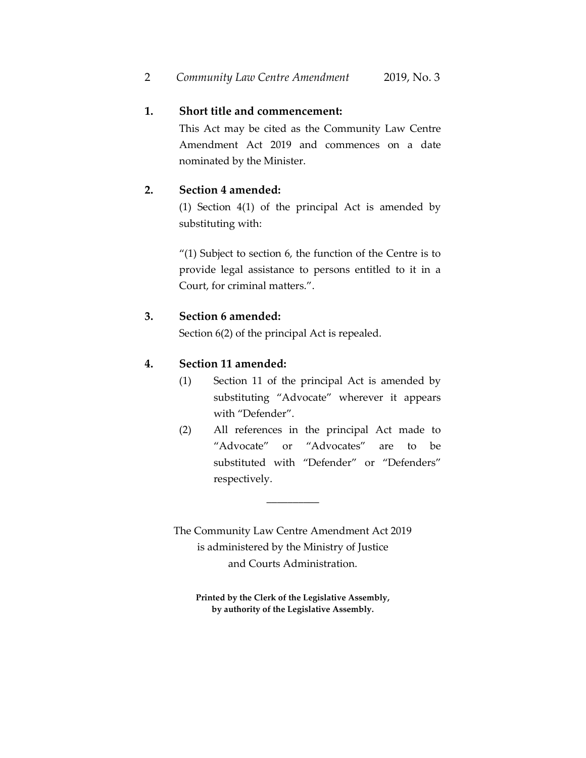**1. Short title and commencement:**

This Act may be cited as the Community Law Centre Amendment Act 2019 and commences on a date nominated by the Minister.

**2. Section 4 amended:**

(1) Section 4(1) of the principal Act is amended by substituting with:

"(1) Subject to section 6, the function of the Centre is to provide legal assistance to persons entitled to it in a Court, for criminal matters.".

**3. Section 6 amended:**

Section 6(2) of the principal Act is repealed.

**4. Section 11 amended:**

(1) Section 11 of the principal Act is amended by substituting "Advocate" wherever it appears with "Defender".

(2) All references in the principal Act made to "Advocate" or "Advocates" are to be substituted with "Defender" or "Defenders" respectively.

---

The Community Law Centre Amendment Act 2019 is administered by the Ministry of Justice and Courts Administration.

**Printed by the Clerk of the Legislative Assembly, by authority of the Legislative Assembly.**